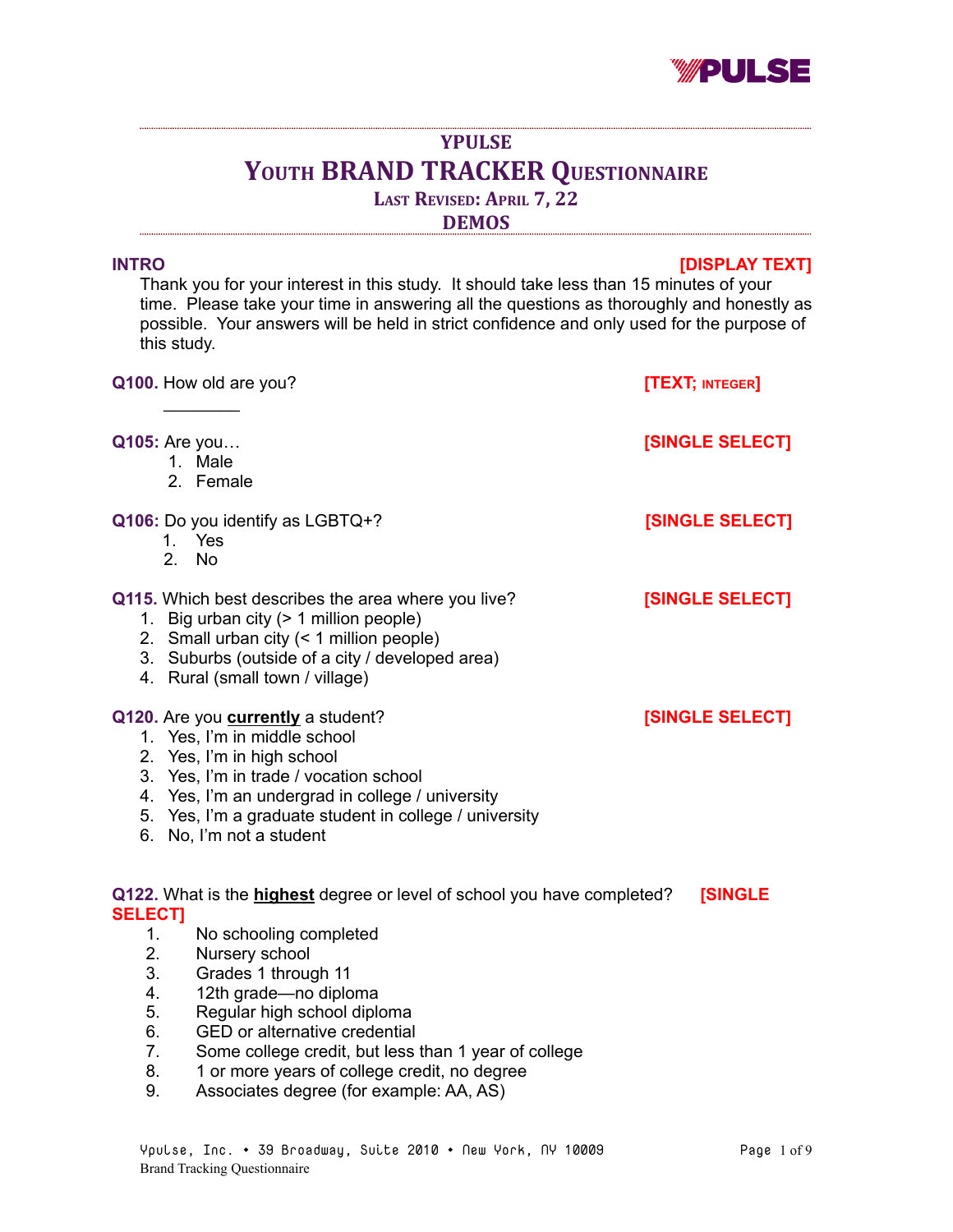# YPULSE

# YOUTH BRAND TRACKER QUESTIONNAIRE

### LAST REVISED: APRIL 7, 22

## DEMOS

**INTRO** **[DISPLAY TEXT]**

Thank you for your interest in this study. It should take less than 15 minutes of your time. Please take your time in answering all the questions as thoroughly and honestly as possible. Your answers will be held in strict confidence and only used for the purpose of this study.

**Q100.** How old are you? **[TEXT; INTEGER]**

________

**Q105:** Are you… **[SINGLE SELECT]**

1. Male
2. Female

**Q106:** Do you identify as LGBTQ+? **[SINGLE SELECT]**

1. Yes
2. No

**Q115.** Which best describes the area where you live? **[SINGLE SELECT]**

1. Big urban city (> 1 million people)
2. Small urban city (< 1 million people)
3. Suburbs (outside of a city / developed area)
4. Rural (small town / village)

**Q120.** Are you **currently** a student? **[SINGLE SELECT]**

1. Yes, I'm in middle school
2. Yes, I'm in high school
3. Yes, I'm in trade / vocation school
4. Yes, I'm an undergrad in college / university
5. Yes, I'm a graduate student in college / university
6. No, I'm not a student

**Q122.** What is the **highest** degree or level of school you have completed? **[SINGLE SELECT]**

1. No schooling completed
2. Nursery school
3. Grades 1 through 11
4. 12th grade—no diploma
5. Regular high school diploma
6. GED or alternative credential
7. Some college credit, but less than 1 year of college
8. 1 or more years of college credit, no degree
9. Associates degree (for example: AA, AS)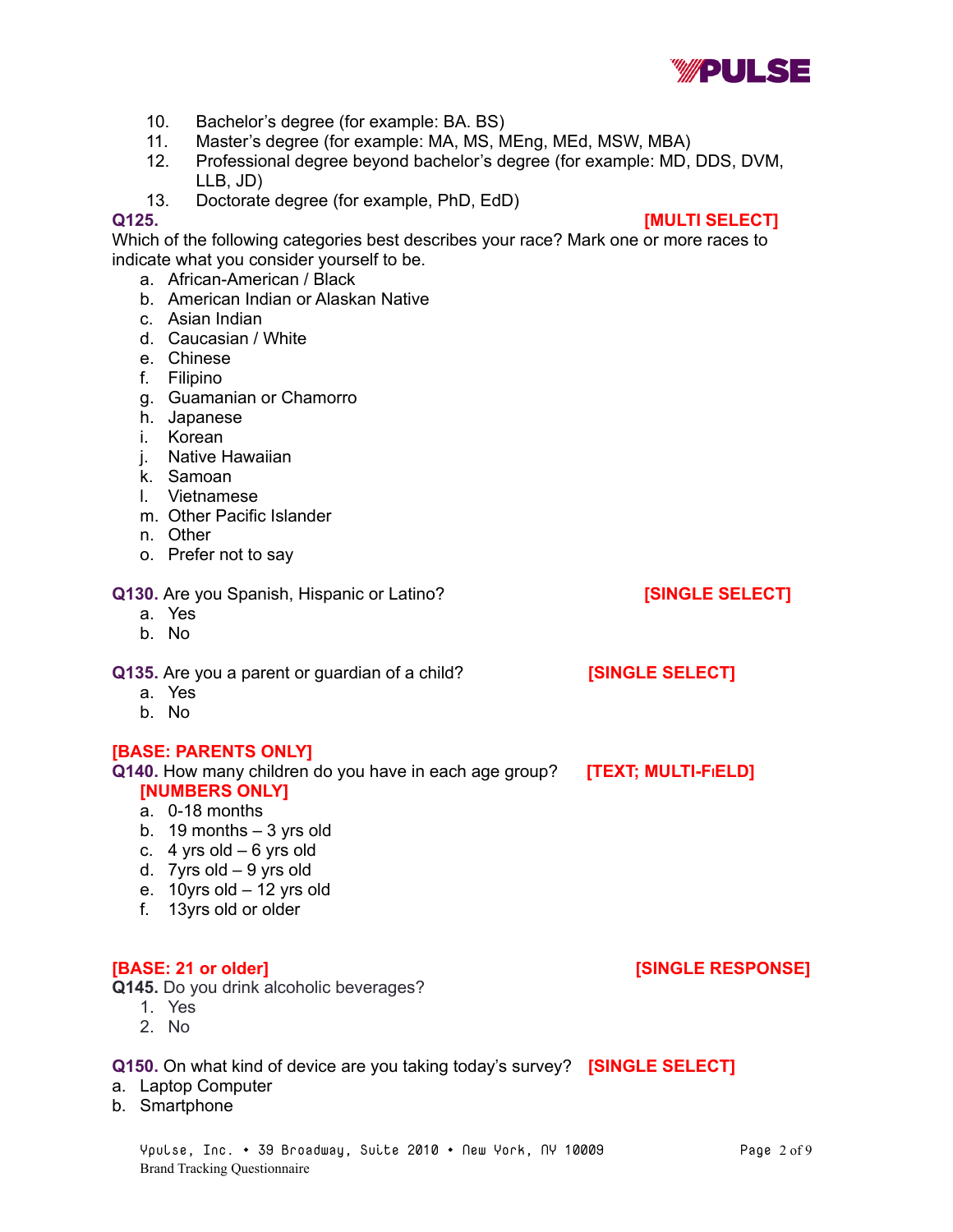10. Bachelor's degree (for example: BA. BS)
11. Master's degree (for example: MA, MS, MEng, MEd, MSW, MBA)
12. Professional degree beyond bachelor's degree (for example: MD, DDS, DVM, LLB, JD)
13. Doctorate degree (for example, PhD, EdD)

**Q125.** **[MULTI SELECT]**

Which of the following categories best describes your race? Mark one or more races to indicate what you consider yourself to be.

a. African-American / Black
b. American Indian or Alaskan Native
c. Asian Indian
d. Caucasian / White
e. Chinese
f. Filipino
g. Guamanian or Chamorro
h. Japanese
i. Korean
j. Native Hawaiian
k. Samoan
l. Vietnamese
m. Other Pacific Islander
n. Other
o. Prefer not to say

**Q130.** Are you Spanish, Hispanic or Latino? **[SINGLE SELECT]**

a. Yes
b. No

**Q135.** Are you a parent or guardian of a child? **[SINGLE SELECT]**

a. Yes
b. No

**[BASE: PARENTS ONLY]**

**Q140.** How many children do you have in each age group? **[TEXT; MULTI-FIELD]** **[NUMBERS ONLY]**

a. 0-18 months
b. 19 months – 3 yrs old
c. 4 yrs old – 6 yrs old
d. 7yrs old – 9 yrs old
e. 10yrs old – 12 yrs old
f. 13yrs old or older

**[BASE: 21 or older]** **[SINGLE RESPONSE]**

**Q145.** Do you drink alcoholic beverages?

1. Yes
2. No

**Q150.** On what kind of device are you taking today's survey? **[SINGLE SELECT]**

a. Laptop Computer
b. Smartphone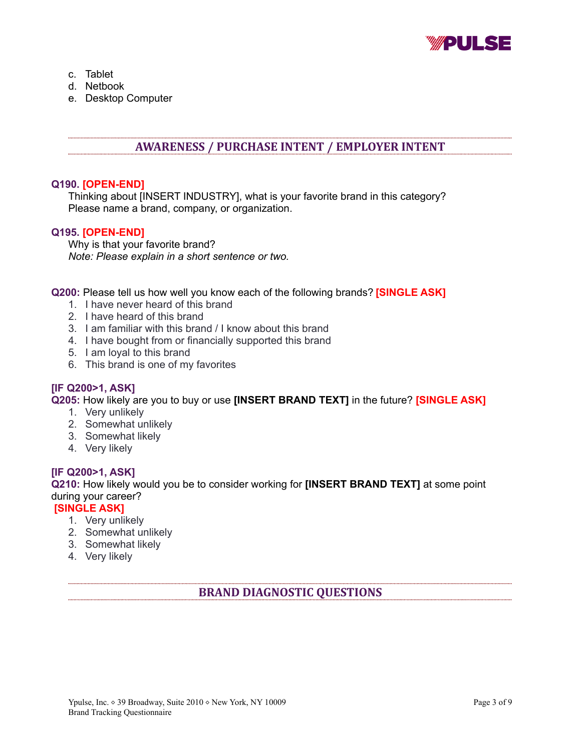c. Tablet
d. Netbook
e. Desktop Computer

## AWARENESS / PURCHASE INTENT / EMPLOYER INTENT

**Q190. [OPEN-END]**
Thinking about [INSERT INDUSTRY], what is your favorite brand in this category? Please name a brand, company, or organization.

**Q195. [OPEN-END]**
Why is that your favorite brand?
*Note: Please explain in a short sentence or two.*

**Q200:** Please tell us how well you know each of the following brands? **[SINGLE ASK]**

1. I have never heard of this brand
2. I have heard of this brand
3. I am familiar with this brand / I know about this brand
4. I have bought from or financially supported this brand
5. I am loyal to this brand
6. This brand is one of my favorites

**[IF Q200>1, ASK]**
**Q205:** How likely are you to buy or use **[INSERT BRAND TEXT]** in the future? **[SINGLE ASK]**

1. Very unlikely
2. Somewhat unlikely
3. Somewhat likely
4. Very likely

**[IF Q200>1, ASK]**
**Q210:** How likely would you be to consider working for **[INSERT BRAND TEXT]** at some point during your career?
**[SINGLE ASK]**

1. Very unlikely
2. Somewhat unlikely
3. Somewhat likely
4. Very likely

## BRAND DIAGNOSTIC QUESTIONS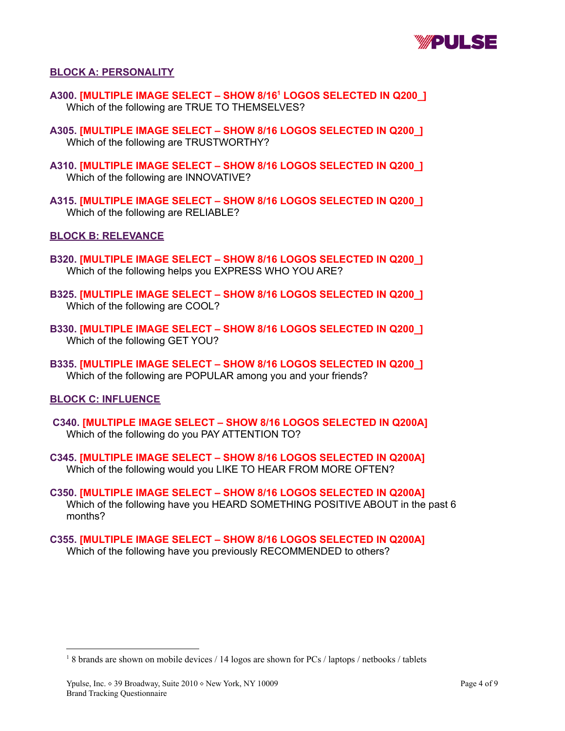## BLOCK A: PERSONALITY

**A300. [MULTIPLE IMAGE SELECT – SHOW 8/16[1] LOGOS SELECTED IN Q200_]**
Which of the following are TRUE TO THEMSELVES?

**A305. [MULTIPLE IMAGE SELECT – SHOW 8/16 LOGOS SELECTED IN Q200_]**
Which of the following are TRUSTWORTHY?

**A310. [MULTIPLE IMAGE SELECT – SHOW 8/16 LOGOS SELECTED IN Q200_]**
Which of the following are INNOVATIVE?

**A315. [MULTIPLE IMAGE SELECT – SHOW 8/16 LOGOS SELECTED IN Q200_]**
Which of the following are RELIABLE?

## BLOCK B: RELEVANCE

**B320. [MULTIPLE IMAGE SELECT – SHOW 8/16 LOGOS SELECTED IN Q200_]**
Which of the following helps you EXPRESS WHO YOU ARE?

**B325. [MULTIPLE IMAGE SELECT – SHOW 8/16 LOGOS SELECTED IN Q200_]**
Which of the following are COOL?

**B330. [MULTIPLE IMAGE SELECT – SHOW 8/16 LOGOS SELECTED IN Q200_]**
Which of the following GET YOU?

**B335. [MULTIPLE IMAGE SELECT – SHOW 8/16 LOGOS SELECTED IN Q200_]**
Which of the following are POPULAR among you and your friends?

## BLOCK C: INFLUENCE

**C340. [MULTIPLE IMAGE SELECT – SHOW 8/16 LOGOS SELECTED IN Q200A]**
Which of the following do you PAY ATTENTION TO?

**C345. [MULTIPLE IMAGE SELECT – SHOW 8/16 LOGOS SELECTED IN Q200A]**
Which of the following would you LIKE TO HEAR FROM MORE OFTEN?

**C350. [MULTIPLE IMAGE SELECT – SHOW 8/16 LOGOS SELECTED IN Q200A]**
Which of the following have you HEARD SOMETHING POSITIVE ABOUT in the past 6 months?

**C355. [MULTIPLE IMAGE SELECT – SHOW 8/16 LOGOS SELECTED IN Q200A]**
Which of the following have you previously RECOMMENDED to others?

---

[1] 8 brands are shown on mobile devices / 14 logos are shown for PCs / laptops / netbooks / tablets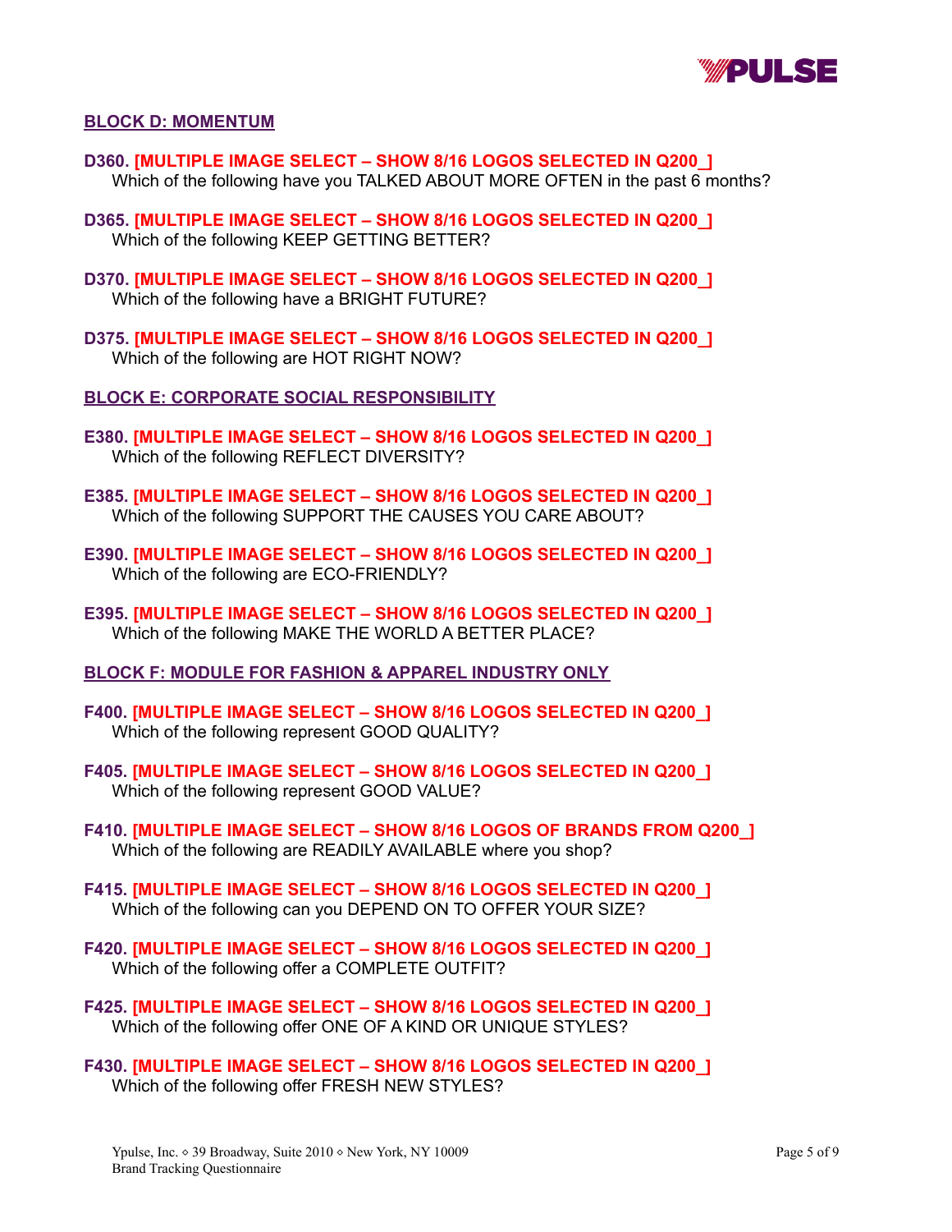## BLOCK D: MOMENTUM

**D360.** **[MULTIPLE IMAGE SELECT – SHOW 8/16 LOGOS SELECTED IN Q200_]**
Which of the following have you TALKED ABOUT MORE OFTEN in the past 6 months?

**D365.** **[MULTIPLE IMAGE SELECT – SHOW 8/16 LOGOS SELECTED IN Q200_]**
Which of the following KEEP GETTING BETTER?

**D370.** **[MULTIPLE IMAGE SELECT – SHOW 8/16 LOGOS SELECTED IN Q200_]**
Which of the following have a BRIGHT FUTURE?

**D375.** **[MULTIPLE IMAGE SELECT – SHOW 8/16 LOGOS SELECTED IN Q200_]**
Which of the following are HOT RIGHT NOW?

## BLOCK E: CORPORATE SOCIAL RESPONSIBILITY

**E380.** **[MULTIPLE IMAGE SELECT – SHOW 8/16 LOGOS SELECTED IN Q200_]**
Which of the following REFLECT DIVERSITY?

**E385.** **[MULTIPLE IMAGE SELECT – SHOW 8/16 LOGOS SELECTED IN Q200_]**
Which of the following SUPPORT THE CAUSES YOU CARE ABOUT?

**E390.** **[MULTIPLE IMAGE SELECT – SHOW 8/16 LOGOS SELECTED IN Q200_]**
Which of the following are ECO-FRIENDLY?

**E395.** **[MULTIPLE IMAGE SELECT – SHOW 8/16 LOGOS SELECTED IN Q200_]**
Which of the following MAKE THE WORLD A BETTER PLACE?

## BLOCK F: MODULE FOR FASHION & APPAREL INDUSTRY ONLY

**F400.** **[MULTIPLE IMAGE SELECT – SHOW 8/16 LOGOS SELECTED IN Q200_]**
Which of the following represent GOOD QUALITY?

**F405.** **[MULTIPLE IMAGE SELECT – SHOW 8/16 LOGOS SELECTED IN Q200_]**
Which of the following represent GOOD VALUE?

**F410.** **[MULTIPLE IMAGE SELECT – SHOW 8/16 LOGOS OF BRANDS FROM Q200_]**
Which of the following are READILY AVAILABLE where you shop?

**F415.** **[MULTIPLE IMAGE SELECT – SHOW 8/16 LOGOS SELECTED IN Q200_]**
Which of the following can you DEPEND ON TO OFFER YOUR SIZE?

**F420.** **[MULTIPLE IMAGE SELECT – SHOW 8/16 LOGOS SELECTED IN Q200_]**
Which of the following offer a COMPLETE OUTFIT?

**F425.** **[MULTIPLE IMAGE SELECT – SHOW 8/16 LOGOS SELECTED IN Q200_]**
Which of the following offer ONE OF A KIND OR UNIQUE STYLES?

**F430.** **[MULTIPLE IMAGE SELECT – SHOW 8/16 LOGOS SELECTED IN Q200_]**
Which of the following offer FRESH NEW STYLES?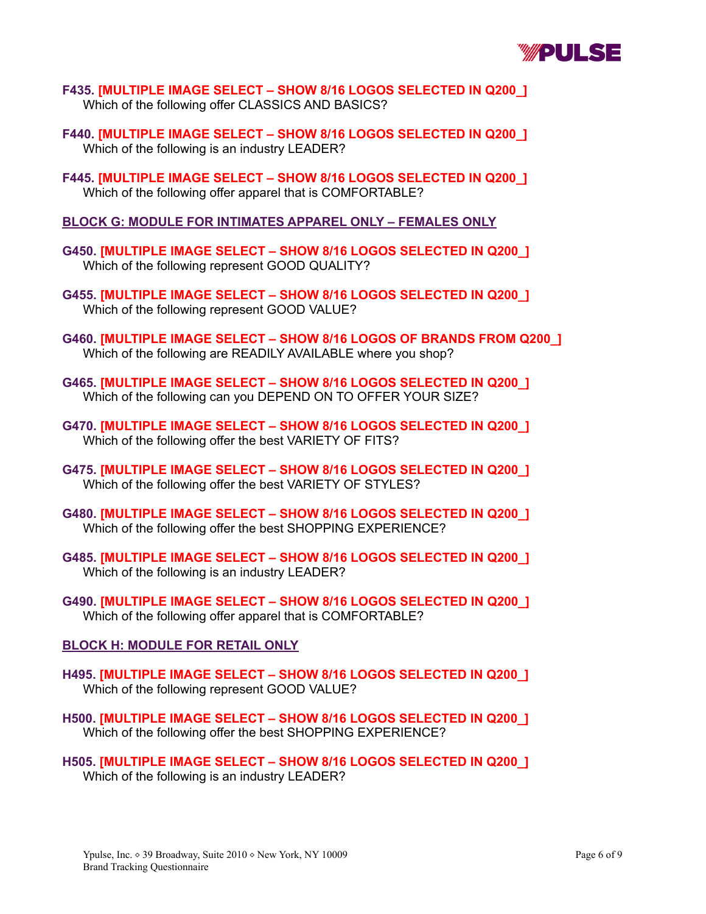**F435. [MULTIPLE IMAGE SELECT – SHOW 8/16 LOGOS SELECTED IN Q200_]**
Which of the following offer CLASSICS AND BASICS?

**F440. [MULTIPLE IMAGE SELECT – SHOW 8/16 LOGOS SELECTED IN Q200_]**
Which of the following is an industry LEADER?

**F445. [MULTIPLE IMAGE SELECT – SHOW 8/16 LOGOS SELECTED IN Q200_]**
Which of the following offer apparel that is COMFORTABLE?

## BLOCK G: MODULE FOR INTIMATES APPAREL ONLY – FEMALES ONLY

**G450. [MULTIPLE IMAGE SELECT – SHOW 8/16 LOGOS SELECTED IN Q200_]**
Which of the following represent GOOD QUALITY?

**G455. [MULTIPLE IMAGE SELECT – SHOW 8/16 LOGOS SELECTED IN Q200_]**
Which of the following represent GOOD VALUE?

**G460. [MULTIPLE IMAGE SELECT – SHOW 8/16 LOGOS OF BRANDS FROM Q200_]**
Which of the following are READILY AVAILABLE where you shop?

**G465. [MULTIPLE IMAGE SELECT – SHOW 8/16 LOGOS SELECTED IN Q200_]**
Which of the following can you DEPEND ON TO OFFER YOUR SIZE?

**G470. [MULTIPLE IMAGE SELECT – SHOW 8/16 LOGOS SELECTED IN Q200_]**
Which of the following offer the best VARIETY OF FITS?

**G475. [MULTIPLE IMAGE SELECT – SHOW 8/16 LOGOS SELECTED IN Q200_]**
Which of the following offer the best VARIETY OF STYLES?

**G480. [MULTIPLE IMAGE SELECT – SHOW 8/16 LOGOS SELECTED IN Q200_]**
Which of the following offer the best SHOPPING EXPERIENCE?

**G485. [MULTIPLE IMAGE SELECT – SHOW 8/16 LOGOS SELECTED IN Q200_]**
Which of the following is an industry LEADER?

**G490. [MULTIPLE IMAGE SELECT – SHOW 8/16 LOGOS SELECTED IN Q200_]**
Which of the following offer apparel that is COMFORTABLE?

## BLOCK H: MODULE FOR RETAIL ONLY

**H495. [MULTIPLE IMAGE SELECT – SHOW 8/16 LOGOS SELECTED IN Q200_]**
Which of the following represent GOOD VALUE?

**H500. [MULTIPLE IMAGE SELECT – SHOW 8/16 LOGOS SELECTED IN Q200_]**
Which of the following offer the best SHOPPING EXPERIENCE?

**H505. [MULTIPLE IMAGE SELECT – SHOW 8/16 LOGOS SELECTED IN Q200_]**
Which of the following is an industry LEADER?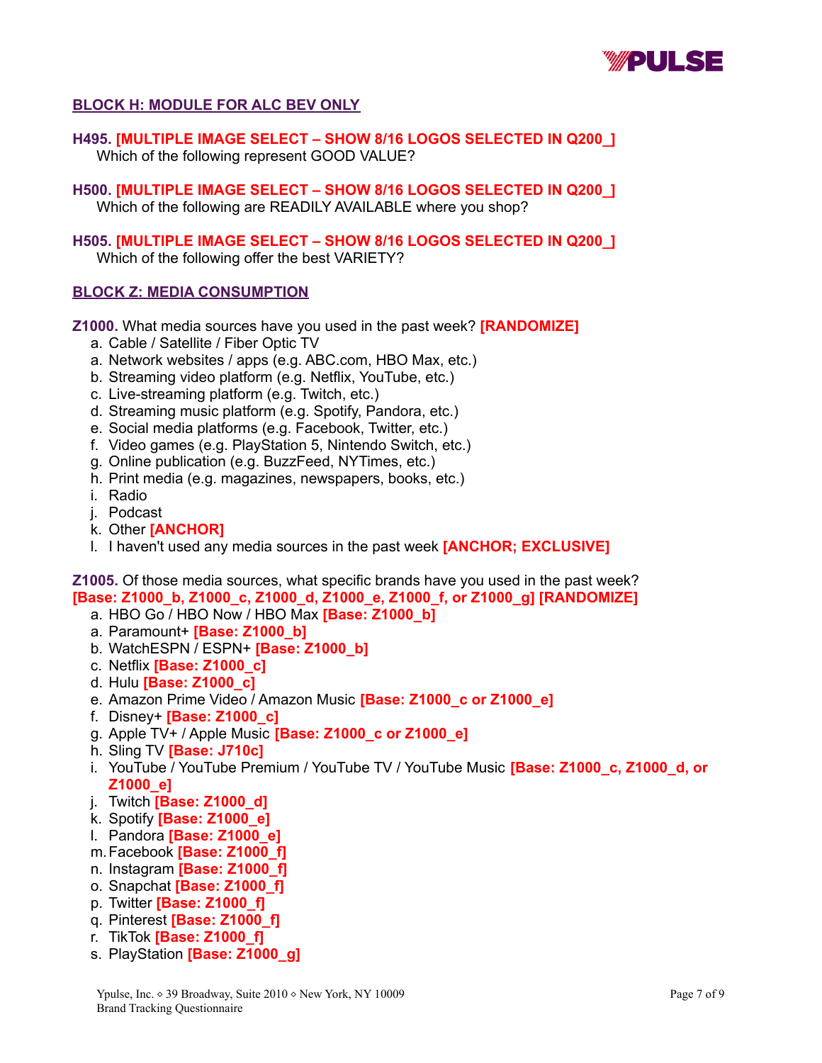## BLOCK H: MODULE FOR ALC BEV ONLY

**H495. [MULTIPLE IMAGE SELECT – SHOW 8/16 LOGOS SELECTED IN Q200_]**
Which of the following represent GOOD VALUE?

**H500. [MULTIPLE IMAGE SELECT – SHOW 8/16 LOGOS SELECTED IN Q200_]**
Which of the following are READILY AVAILABLE where you shop?

**H505. [MULTIPLE IMAGE SELECT – SHOW 8/16 LOGOS SELECTED IN Q200_]**
Which of the following offer the best VARIETY?

## BLOCK Z: MEDIA CONSUMPTION

**Z1000.** What media sources have you used in the past week? **[RANDOMIZE]**

a. Cable / Satellite / Fiber Optic TV
a. Network websites / apps (e.g. ABC.com, HBO Max, etc.)
b. Streaming video platform (e.g. Netflix, YouTube, etc.)
c. Live-streaming platform (e.g. Twitch, etc.)
d. Streaming music platform (e.g. Spotify, Pandora, etc.)
e. Social media platforms (e.g. Facebook, Twitter, etc.)
f. Video games (e.g. PlayStation 5, Nintendo Switch, etc.)
g. Online publication (e.g. BuzzFeed, NYTimes, etc.)
h. Print media (e.g. magazines, newspapers, books, etc.)
i. Radio
j. Podcast
k. Other **[ANCHOR]**
l. I haven't used any media sources in the past week **[ANCHOR; EXCLUSIVE]**

**Z1005.** Of those media sources, what specific brands have you used in the past week? **[Base: Z1000_b, Z1000_c, Z1000_d, Z1000_e, Z1000_f, or Z1000_g] [RANDOMIZE]**

a. HBO Go / HBO Now / HBO Max **[Base: Z1000_b]**
a. Paramount+ **[Base: Z1000_b]**
b. WatchESPN / ESPN+ **[Base: Z1000_b]**
c. Netflix **[Base: Z1000_c]**
d. Hulu **[Base: Z1000_c]**
e. Amazon Prime Video / Amazon Music **[Base: Z1000_c or Z1000_e]**
f. Disney+ **[Base: Z1000_c]**
g. Apple TV+ / Apple Music **[Base: Z1000_c or Z1000_e]**
h. Sling TV **[Base: J710c]**
i. YouTube / YouTube Premium / YouTube TV / YouTube Music **[Base: Z1000_c, Z1000_d, or Z1000_e]**
j. Twitch **[Base: Z1000_d]**
k. Spotify **[Base: Z1000_e]**
l. Pandora **[Base: Z1000_e]**
m. Facebook **[Base: Z1000_f]**
n. Instagram **[Base: Z1000_f]**
o. Snapchat **[Base: Z1000_f]**
p. Twitter **[Base: Z1000_f]**
q. Pinterest **[Base: Z1000_f]**
r. TikTok **[Base: Z1000_f]**
s. PlayStation **[Base: Z1000_g]**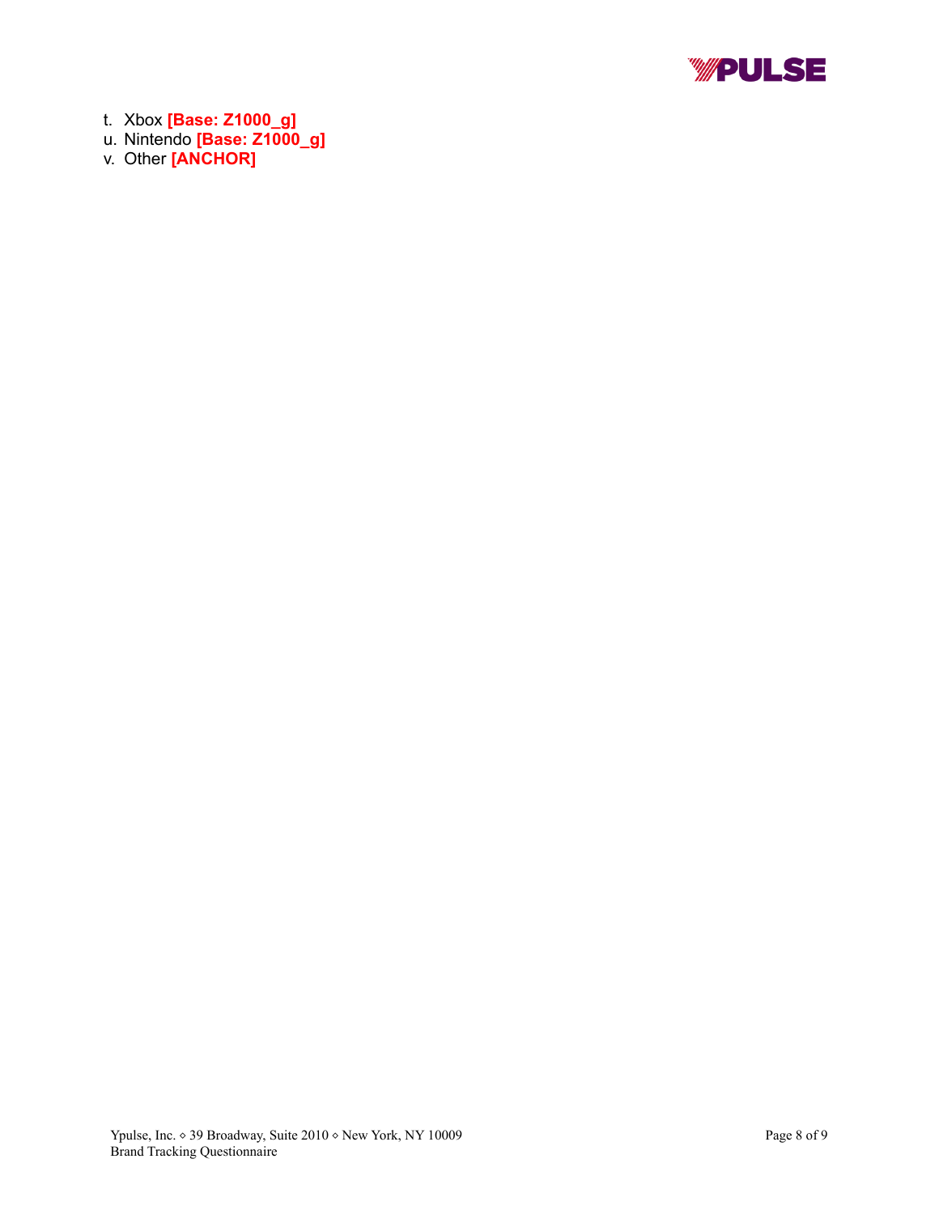t. Xbox **[Base: Z1000_g]**
u. Nintendo **[Base: Z1000_g]**
v. Other **[ANCHOR]**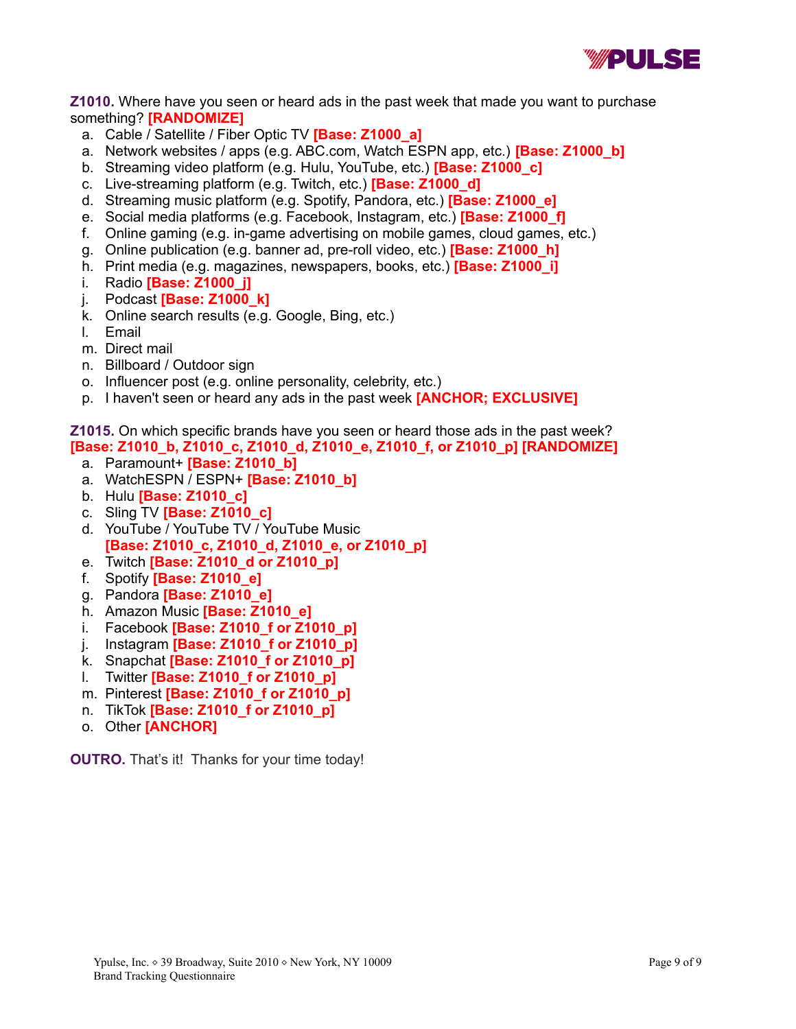**Z1010.** Where have you seen or heard ads in the past week that made you want to purchase something? **[RANDOMIZE]**

a. Cable / Satellite / Fiber Optic TV **[Base: Z1000_a]**
a. Network websites / apps (e.g. ABC.com, Watch ESPN app, etc.) **[Base: Z1000_b]**
b. Streaming video platform (e.g. Hulu, YouTube, etc.) **[Base: Z1000_c]**
c. Live-streaming platform (e.g. Twitch, etc.) **[Base: Z1000_d]**
d. Streaming music platform (e.g. Spotify, Pandora, etc.) **[Base: Z1000_e]**
e. Social media platforms (e.g. Facebook, Instagram, etc.) **[Base: Z1000_f]**
f. Online gaming (e.g. in-game advertising on mobile games, cloud games, etc.)
g. Online publication (e.g. banner ad, pre-roll video, etc.) **[Base: Z1000_h]**
h. Print media (e.g. magazines, newspapers, books, etc.) **[Base: Z1000_i]**
i. Radio **[Base: Z1000_j]**
j. Podcast **[Base: Z1000_k]**
k. Online search results (e.g. Google, Bing, etc.)
l. Email
m. Direct mail
n. Billboard / Outdoor sign
o. Influencer post (e.g. online personality, celebrity, etc.)
p. I haven't seen or heard any ads in the past week **[ANCHOR; EXCLUSIVE]**

**Z1015.** On which specific brands have you seen or heard those ads in the past week? **[Base: Z1010_b, Z1010_c, Z1010_d, Z1010_e, Z1010_f, or Z1010_p] [RANDOMIZE]**

a. Paramount+ **[Base: Z1010_b]**
a. WatchESPN / ESPN+ **[Base: Z1010_b]**
b. Hulu **[Base: Z1010_c]**
c. Sling TV **[Base: Z1010_c]**
d. YouTube / YouTube TV / YouTube Music **[Base: Z1010_c, Z1010_d, Z1010_e, or Z1010_p]**
e. Twitch **[Base: Z1010_d or Z1010_p]**
f. Spotify **[Base: Z1010_e]**
g. Pandora **[Base: Z1010_e]**
h. Amazon Music **[Base: Z1010_e]**
i. Facebook **[Base: Z1010_f or Z1010_p]**
j. Instagram **[Base: Z1010_f or Z1010_p]**
k. Snapchat **[Base: Z1010_f or Z1010_p]**
l. Twitter **[Base: Z1010_f or Z1010_p]**
m. Pinterest **[Base: Z1010_f or Z1010_p]**
n. TikTok **[Base: Z1010_f or Z1010_p]**
o. Other **[ANCHOR]**

**OUTRO.** That's it! Thanks for your time today!